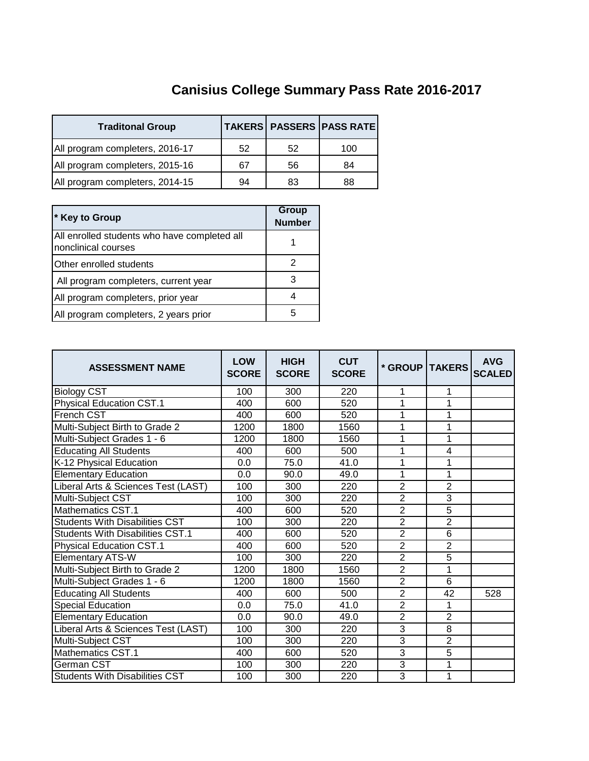# Canisius College Summary Pass Rate 2016-2017

| Traditonal Group | TAKERS | PASSERS | PASS RATE |
|---|---|---|---|
| All program completers, 2016-17 | 52 | 52 | 100 |
| All program completers, 2015-16 | 67 | 56 | 84 |
| All program completers, 2014-15 | 94 | 83 | 88 |

| * Key to Group | Group Number |
|---|---|
| All enrolled students who have completed all nonclinical courses | 1 |
| Other enrolled students | 2 |
| All program completers, current year | 3 |
| All program completers, prior year | 4 |
| All program completers, 2 years prior | 5 |

| ASSESSMENT NAME | LOW SCORE | HIGH SCORE | CUT SCORE | * GROUP | TAKERS | AVG SCALED |
|---|---|---|---|---|---|---|
| Biology CST | 100 | 300 | 220 | 1 | 1 | |
| Physical Education CST.1 | 400 | 600 | 520 | 1 | 1 | |
| French CST | 400 | 600 | 520 | 1 | 1 | |
| Multi-Subject Birth to Grade 2 | 1200 | 1800 | 1560 | 1 | 1 | |
| Multi-Subject Grades 1 - 6 | 1200 | 1800 | 1560 | 1 | 1 | |
| Educating All Students | 400 | 600 | 500 | 1 | 4 | |
| K-12 Physical Education | 0.0 | 75.0 | 41.0 | 1 | 1 | |
| Elementary Education | 0.0 | 90.0 | 49.0 | 1 | 1 | |
| Liberal Arts & Sciences Test (LAST) | 100 | 300 | 220 | 2 | 2 | |
| Multi-Subject CST | 100 | 300 | 220 | 2 | 3 | |
| Mathematics CST.1 | 400 | 600 | 520 | 2 | 5 | |
| Students With Disabilities CST | 100 | 300 | 220 | 2 | 2 | |
| Students With Disabilities CST.1 | 400 | 600 | 520 | 2 | 6 | |
| Physical Education CST.1 | 400 | 600 | 520 | 2 | 2 | |
| Elementary ATS-W | 100 | 300 | 220 | 2 | 5 | |
| Multi-Subject Birth to Grade 2 | 1200 | 1800 | 1560 | 2 | 1 | |
| Multi-Subject Grades 1 - 6 | 1200 | 1800 | 1560 | 2 | 6 | |
| Educating All Students | 400 | 600 | 500 | 2 | 42 | 528 |
| Special Education | 0.0 | 75.0 | 41.0 | 2 | 1 | |
| Elementary Education | 0.0 | 90.0 | 49.0 | 2 | 2 | |
| Liberal Arts & Sciences Test (LAST) | 100 | 300 | 220 | 3 | 8 | |
| Multi-Subject CST | 100 | 300 | 220 | 3 | 2 | |
| Mathematics CST.1 | 400 | 600 | 520 | 3 | 5 | |
| German CST | 100 | 300 | 220 | 3 | 1 | |
| Students With Disabilities CST | 100 | 300 | 220 | 3 | 1 | |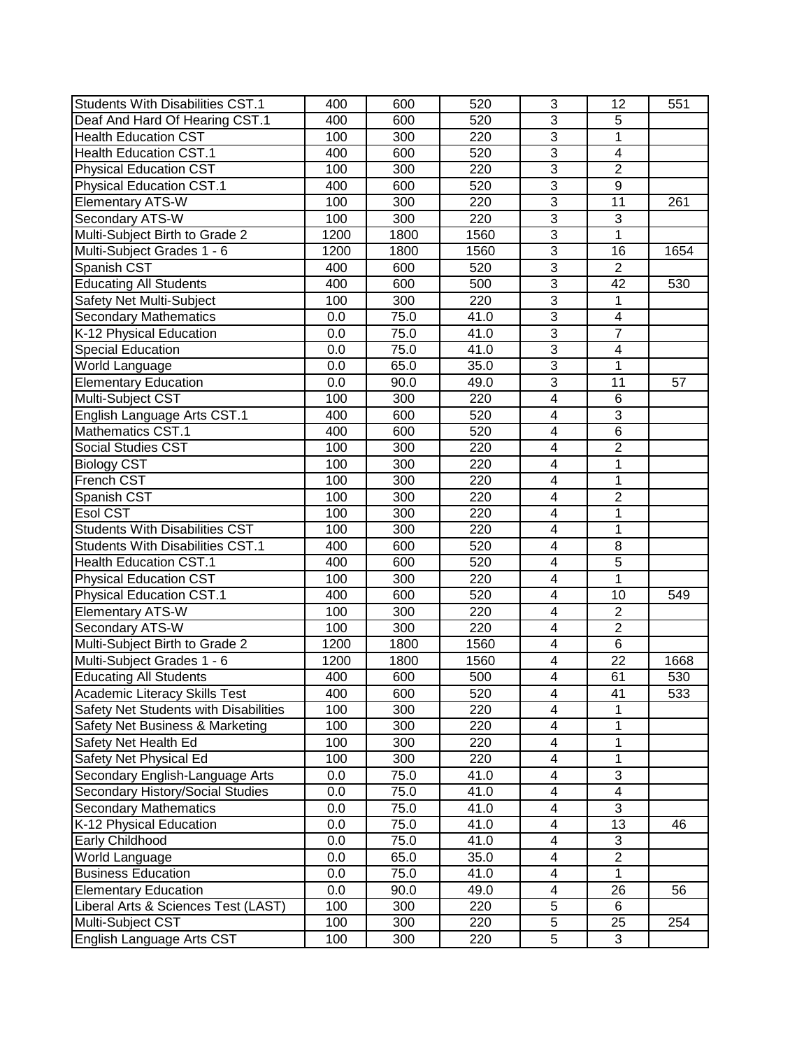| | | | | | | |
|---|---|---|---|---|---|---|
| Students With Disabilities CST.1 | 400 | 600 | 520 | 3 | 12 | 551 |
| Deaf And Hard Of Hearing CST.1 | 400 | 600 | 520 | 3 | 5 | |
| Health Education CST | 100 | 300 | 220 | 3 | 1 | |
| Health Education CST.1 | 400 | 600 | 520 | 3 | 4 | |
| Physical Education CST | 100 | 300 | 220 | 3 | 2 | |
| Physical Education CST.1 | 400 | 600 | 520 | 3 | 9 | |
| Elementary ATS-W | 100 | 300 | 220 | 3 | 11 | 261 |
| Secondary ATS-W | 100 | 300 | 220 | 3 | 3 | |
| Multi-Subject Birth to Grade 2 | 1200 | 1800 | 1560 | 3 | 1 | |
| Multi-Subject Grades 1 - 6 | 1200 | 1800 | 1560 | 3 | 16 | 1654 |
| Spanish CST | 400 | 600 | 520 | 3 | 2 | |
| Educating All Students | 400 | 600 | 500 | 3 | 42 | 530 |
| Safety Net Multi-Subject | 100 | 300 | 220 | 3 | 1 | |
| Secondary Mathematics | 0.0 | 75.0 | 41.0 | 3 | 4 | |
| K-12 Physical Education | 0.0 | 75.0 | 41.0 | 3 | 7 | |
| Special Education | 0.0 | 75.0 | 41.0 | 3 | 4 | |
| World Language | 0.0 | 65.0 | 35.0 | 3 | 1 | |
| Elementary Education | 0.0 | 90.0 | 49.0 | 3 | 11 | 57 |
| Multi-Subject CST | 100 | 300 | 220 | 4 | 6 | |
| English Language Arts CST.1 | 400 | 600 | 520 | 4 | 3 | |
| Mathematics CST.1 | 400 | 600 | 520 | 4 | 6 | |
| Social Studies CST | 100 | 300 | 220 | 4 | 2 | |
| Biology CST | 100 | 300 | 220 | 4 | 1 | |
| French CST | 100 | 300 | 220 | 4 | 1 | |
| Spanish CST | 100 | 300 | 220 | 4 | 2 | |
| Esol CST | 100 | 300 | 220 | 4 | 1 | |
| Students With Disabilities CST | 100 | 300 | 220 | 4 | 1 | |
| Students With Disabilities CST.1 | 400 | 600 | 520 | 4 | 8 | |
| Health Education CST.1 | 400 | 600 | 520 | 4 | 5 | |
| Physical Education CST | 100 | 300 | 220 | 4 | 1 | |
| Physical Education CST.1 | 400 | 600 | 520 | 4 | 10 | 549 |
| Elementary ATS-W | 100 | 300 | 220 | 4 | 2 | |
| Secondary ATS-W | 100 | 300 | 220 | 4 | 2 | |
| Multi-Subject Birth to Grade 2 | 1200 | 1800 | 1560 | 4 | 6 | |
| Multi-Subject Grades 1 - 6 | 1200 | 1800 | 1560 | 4 | 22 | 1668 |
| Educating All Students | 400 | 600 | 500 | 4 | 61 | 530 |
| Academic Literacy Skills Test | 400 | 600 | 520 | 4 | 41 | 533 |
| Safety Net Students with Disabilities | 100 | 300 | 220 | 4 | 1 | |
| Safety Net Business & Marketing | 100 | 300 | 220 | 4 | 1 | |
| Safety Net Health Ed | 100 | 300 | 220 | 4 | 1 | |
| Safety Net Physical Ed | 100 | 300 | 220 | 4 | 1 | |
| Secondary English-Language Arts | 0.0 | 75.0 | 41.0 | 4 | 3 | |
| Secondary History/Social Studies | 0.0 | 75.0 | 41.0 | 4 | 4 | |
| Secondary Mathematics | 0.0 | 75.0 | 41.0 | 4 | 3 | |
| K-12 Physical Education | 0.0 | 75.0 | 41.0 | 4 | 13 | 46 |
| Early Childhood | 0.0 | 75.0 | 41.0 | 4 | 3 | |
| World Language | 0.0 | 65.0 | 35.0 | 4 | 2 | |
| Business Education | 0.0 | 75.0 | 41.0 | 4 | 1 | |
| Elementary Education | 0.0 | 90.0 | 49.0 | 4 | 26 | 56 |
| Liberal Arts & Sciences Test (LAST) | 100 | 300 | 220 | 5 | 6 | |
| Multi-Subject CST | 100 | 300 | 220 | 5 | 25 | 254 |
| English Language Arts CST | 100 | 300 | 220 | 5 | 3 | |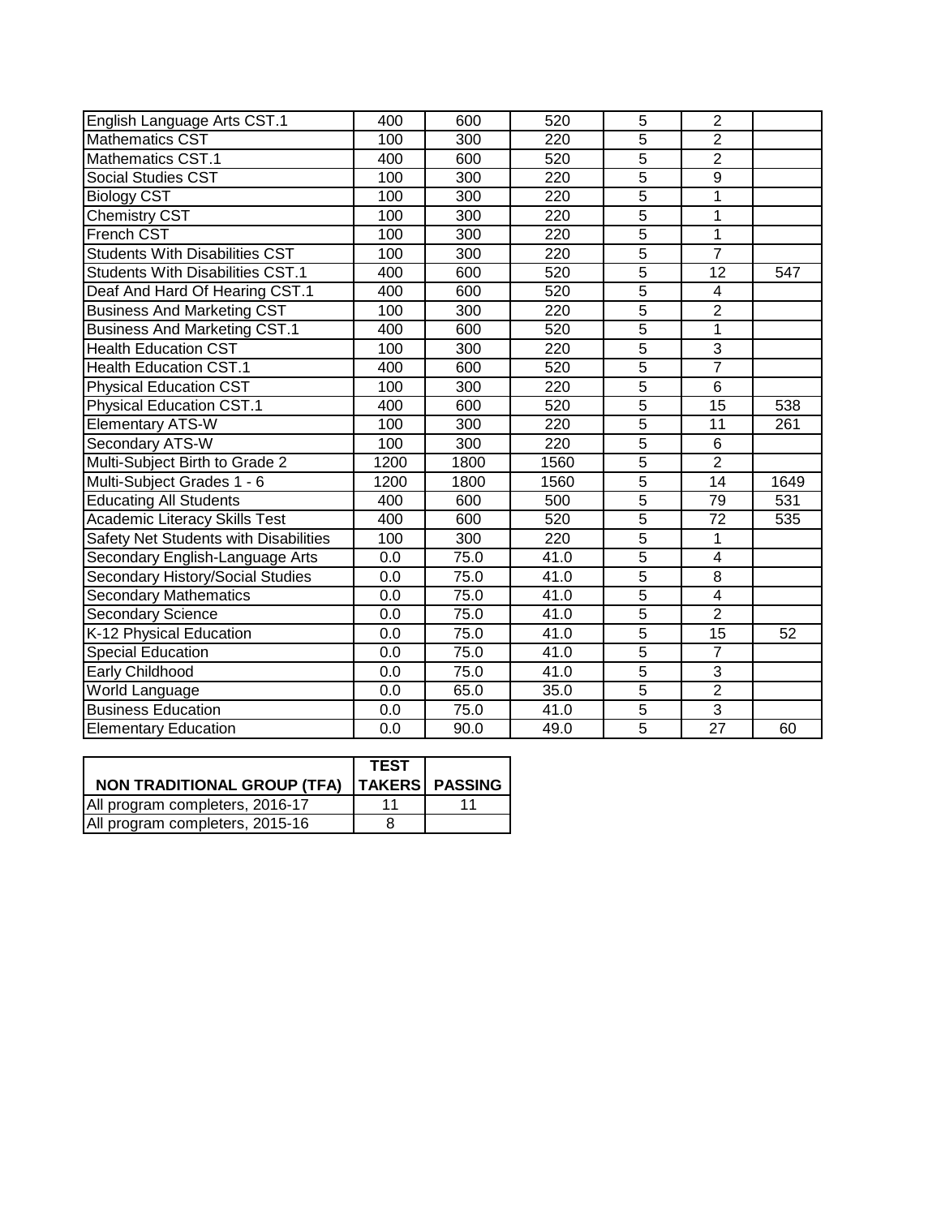| | | | | | | |
|---|---|---|---|---|---|---|
| English Language Arts CST.1 | 400 | 600 | 520 | 5 | 2 | |
| Mathematics CST | 100 | 300 | 220 | 5 | 2 | |
| Mathematics CST.1 | 400 | 600 | 520 | 5 | 2 | |
| Social Studies CST | 100 | 300 | 220 | 5 | 9 | |
| Biology CST | 100 | 300 | 220 | 5 | 1 | |
| Chemistry CST | 100 | 300 | 220 | 5 | 1 | |
| French CST | 100 | 300 | 220 | 5 | 1 | |
| Students With Disabilities CST | 100 | 300 | 220 | 5 | 7 | |
| Students With Disabilities CST.1 | 400 | 600 | 520 | 5 | 12 | 547 |
| Deaf And Hard Of Hearing CST.1 | 400 | 600 | 520 | 5 | 4 | |
| Business And Marketing CST | 100 | 300 | 220 | 5 | 2 | |
| Business And Marketing CST.1 | 400 | 600 | 520 | 5 | 1 | |
| Health Education CST | 100 | 300 | 220 | 5 | 3 | |
| Health Education CST.1 | 400 | 600 | 520 | 5 | 7 | |
| Physical Education CST | 100 | 300 | 220 | 5 | 6 | |
| Physical Education CST.1 | 400 | 600 | 520 | 5 | 15 | 538 |
| Elementary ATS-W | 100 | 300 | 220 | 5 | 11 | 261 |
| Secondary ATS-W | 100 | 300 | 220 | 5 | 6 | |
| Multi-Subject Birth to Grade 2 | 1200 | 1800 | 1560 | 5 | 2 | |
| Multi-Subject Grades 1 - 6 | 1200 | 1800 | 1560 | 5 | 14 | 1649 |
| Educating All Students | 400 | 600 | 500 | 5 | 79 | 531 |
| Academic Literacy Skills Test | 400 | 600 | 520 | 5 | 72 | 535 |
| Safety Net Students with Disabilities | 100 | 300 | 220 | 5 | 1 | |
| Secondary English-Language Arts | 0.0 | 75.0 | 41.0 | 5 | 4 | |
| Secondary History/Social Studies | 0.0 | 75.0 | 41.0 | 5 | 8 | |
| Secondary Mathematics | 0.0 | 75.0 | 41.0 | 5 | 4 | |
| Secondary Science | 0.0 | 75.0 | 41.0 | 5 | 2 | |
| K-12 Physical Education | 0.0 | 75.0 | 41.0 | 5 | 15 | 52 |
| Special Education | 0.0 | 75.0 | 41.0 | 5 | 7 | |
| Early Childhood | 0.0 | 75.0 | 41.0 | 5 | 3 | |
| World Language | 0.0 | 65.0 | 35.0 | 5 | 2 | |
| Business Education | 0.0 | 75.0 | 41.0 | 5 | 3 | |
| Elementary Education | 0.0 | 90.0 | 49.0 | 5 | 27 | 60 |

| NON TRADITIONAL GROUP (TFA) | TEST TAKERS | PASSING |
|---|---|---|
| All program completers, 2016-17 | 11 | 11 |
| All program completers, 2015-16 | 8 | |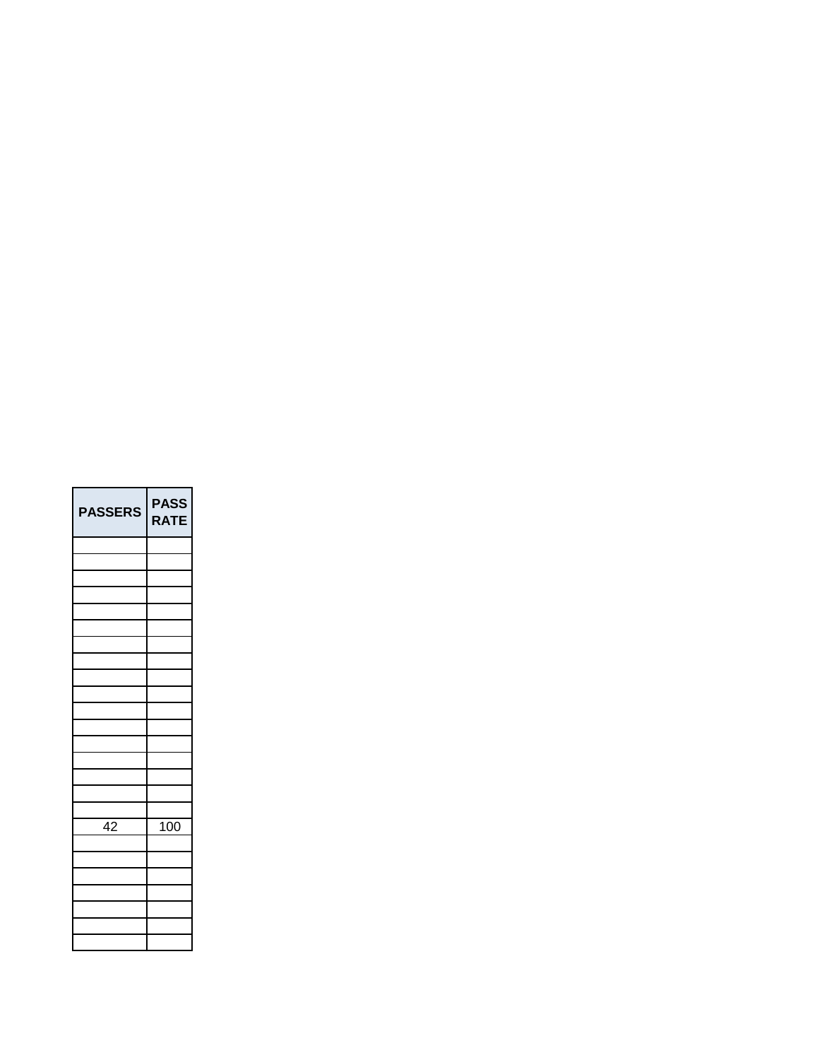| PASSERS | PASS RATE |
|---|---|
| | |
| | |
| | |
| | |
| | |
| | |
| | |
| | |
| | |
| | |
| | |
| | |
| | |
| | |
| | |
| | |
| | |
| 42 | 100 |
| | |
| | |
| | |
| | |
| | |
| | |
| | |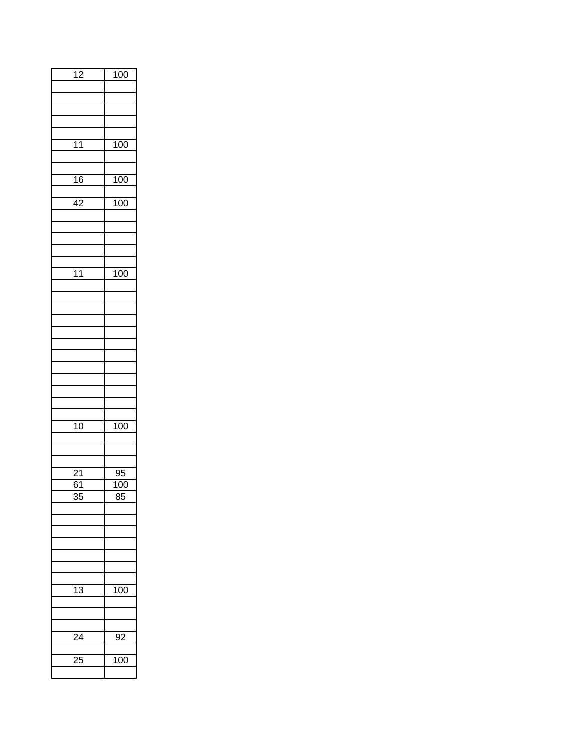| 12 | 100 |
|---|---|
| | |
| | |
| | |
| | |
| | |
| 11 | 100 |
| | |
| | |
| 16 | 100 |
| | |
| 42 | 100 |
| | |
| | |
| | |
| | |
| | |
| 11 | 100 |
| | |
| | |
| | |
| | |
| | |
| | |
| | |
| | |
| | |
| | |
| | |
| | |
| 10 | 100 |
| | |
| | |
| | |
| 21 | 95 |
| 61 | 100 |
| 35 | 85 |
| | |
| | |
| | |
| | |
| | |
| | |
| | |
| 13 | 100 |
| | |
| | |
| | |
| 24 | 92 |
| | |
| 25 | 100 |
| | |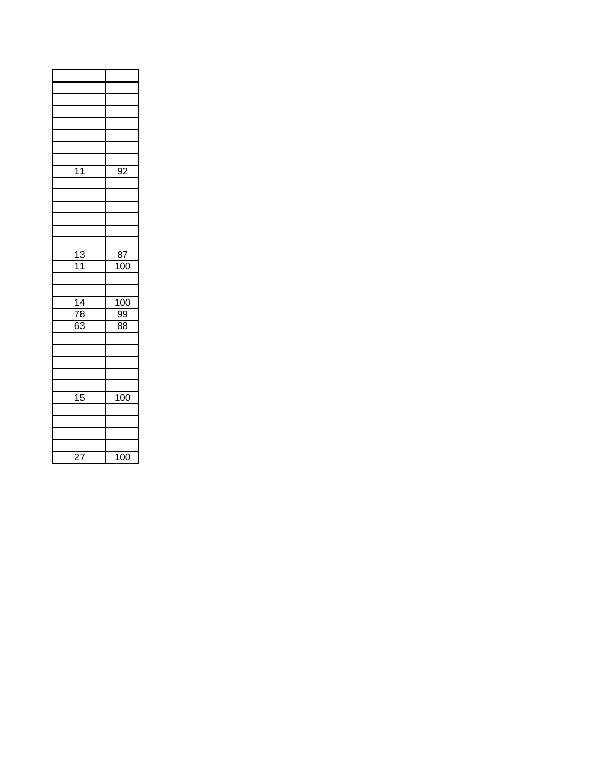| | |
|---|---|
| | |
| | |
| | |
| | |
| | |
| | |
| | |
| 11 | 92 |
| | |
| | |
| | |
| | |
| | |
| | |
| 13 | 87 |
| 11 | 100 |
| | |
| | |
| 14 | 100 |
| 78 | 99 |
| 63 | 88 |
| | |
| | |
| | |
| | |
| | |
| 15 | 100 |
| | |
| | |
| | |
| | |
| 27 | 100 |